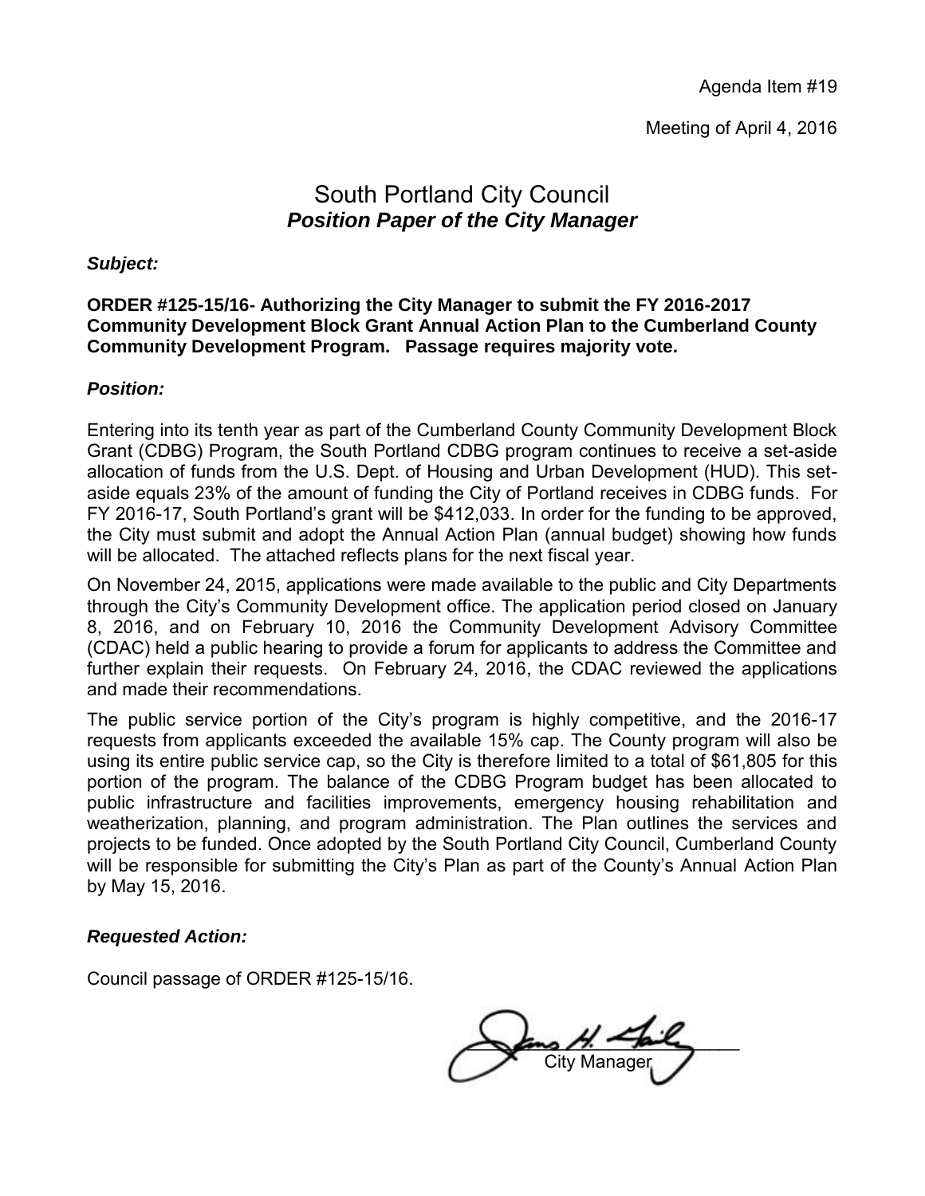Agenda Item #19

Meeting of April 4, 2016

# South Portland City Council
## *Position Paper of the City Manager*

***Subject:***

**ORDER #125-15/16- Authorizing the City Manager to submit the FY 2016-2017 Community Development Block Grant Annual Action Plan to the Cumberland County Community Development Program. Passage requires majority vote.**

***Position:***

Entering into its tenth year as part of the Cumberland County Community Development Block Grant (CDBG) Program, the South Portland CDBG program continues to receive a set-aside allocation of funds from the U.S. Dept. of Housing and Urban Development (HUD). This set-aside equals 23% of the amount of funding the City of Portland receives in CDBG funds. For FY 2016-17, South Portland's grant will be $412,033. In order for the funding to be approved, the City must submit and adopt the Annual Action Plan (annual budget) showing how funds will be allocated. The attached reflects plans for the next fiscal year.

On November 24, 2015, applications were made available to the public and City Departments through the City's Community Development office. The application period closed on January 8, 2016, and on February 10, 2016 the Community Development Advisory Committee (CDAC) held a public hearing to provide a forum for applicants to address the Committee and further explain their requests. On February 24, 2016, the CDAC reviewed the applications and made their recommendations.

The public service portion of the City's program is highly competitive, and the 2016-17 requests from applicants exceeded the available 15% cap. The County program will also be using its entire public service cap, so the City is therefore limited to a total of $61,805 for this portion of the program. The balance of the CDBG Program budget has been allocated to public infrastructure and facilities improvements, emergency housing rehabilitation and weatherization, planning, and program administration. The Plan outlines the services and projects to be funded. Once adopted by the South Portland City Council, Cumberland County will be responsible for submitting the City's Plan as part of the County's Annual Action Plan by May 15, 2016.

***Requested Action:***

Council passage of ORDER #125-15/16.

City Manager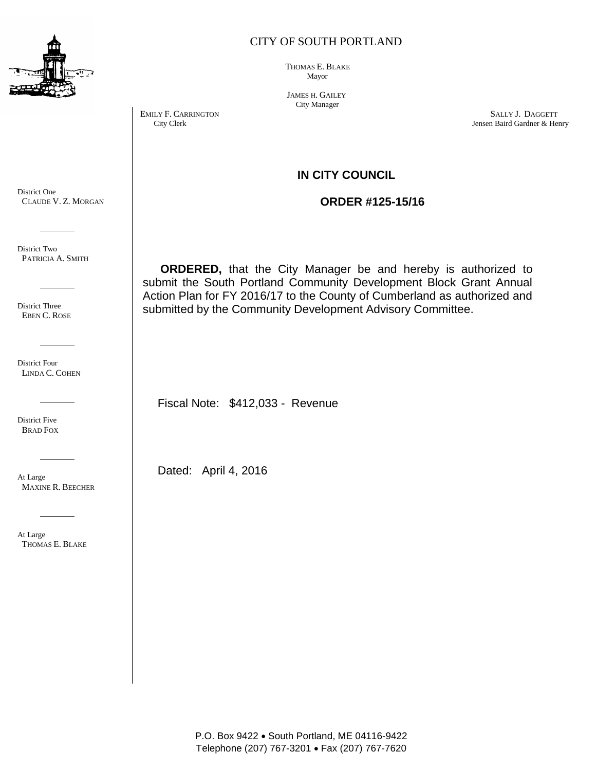CITY OF SOUTH PORTLAND

THOMAS E. BLAKE
Mayor

JAMES H. GAILEY
City Manager

EMILY F. CARRINGTON
City Clerk

SALLY J. DAGGETT
Jensen Baird Gardner & Henry

District One
CLAUDE V. Z. MORGAN

District Two
PATRICIA A. SMITH

District Three
EBEN C. ROSE

District Four
LINDA C. COHEN

District Five
BRAD FOX

At Large
MAXINE R. BEECHER

At Large
THOMAS E. BLAKE

## IN CITY COUNCIL

## ORDER #125-15/16

**ORDERED,** that the City Manager be and hereby is authorized to submit the South Portland Community Development Block Grant Annual Action Plan for FY 2016/17 to the County of Cumberland as authorized and submitted by the Community Development Advisory Committee.

Fiscal Note: $412,033 - Revenue

Dated: April 4, 2016

P.O. Box 9422 • South Portland, ME 04116-9422
Telephone (207) 767-3201 • Fax (207) 767-7620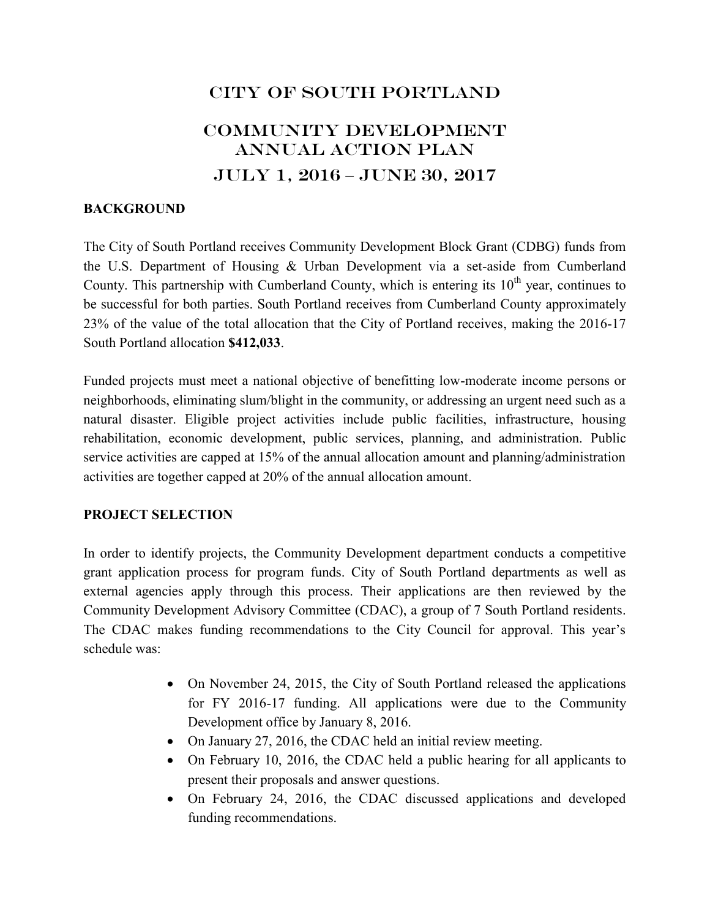# City of South Portland

# Community Development Annual Action Plan

# July 1, 2016 – June 30, 2017

## BACKGROUND

The City of South Portland receives Community Development Block Grant (CDBG) funds from the U.S. Department of Housing & Urban Development via a set-aside from Cumberland County. This partnership with Cumberland County, which is entering its 10th year, continues to be successful for both parties. South Portland receives from Cumberland County approximately 23% of the value of the total allocation that the City of Portland receives, making the 2016-17 South Portland allocation **$412,033**.

Funded projects must meet a national objective of benefitting low-moderate income persons or neighborhoods, eliminating slum/blight in the community, or addressing an urgent need such as a natural disaster. Eligible project activities include public facilities, infrastructure, housing rehabilitation, economic development, public services, planning, and administration. Public service activities are capped at 15% of the annual allocation amount and planning/administration activities are together capped at 20% of the annual allocation amount.

## PROJECT SELECTION

In order to identify projects, the Community Development department conducts a competitive grant application process for program funds. City of South Portland departments as well as external agencies apply through this process. Their applications are then reviewed by the Community Development Advisory Committee (CDAC), a group of 7 South Portland residents. The CDAC makes funding recommendations to the City Council for approval. This year's schedule was:

- On November 24, 2015, the City of South Portland released the applications for FY 2016-17 funding. All applications were due to the Community Development office by January 8, 2016.
- On January 27, 2016, the CDAC held an initial review meeting.
- On February 10, 2016, the CDAC held a public hearing for all applicants to present their proposals and answer questions.
- On February 24, 2016, the CDAC discussed applications and developed funding recommendations.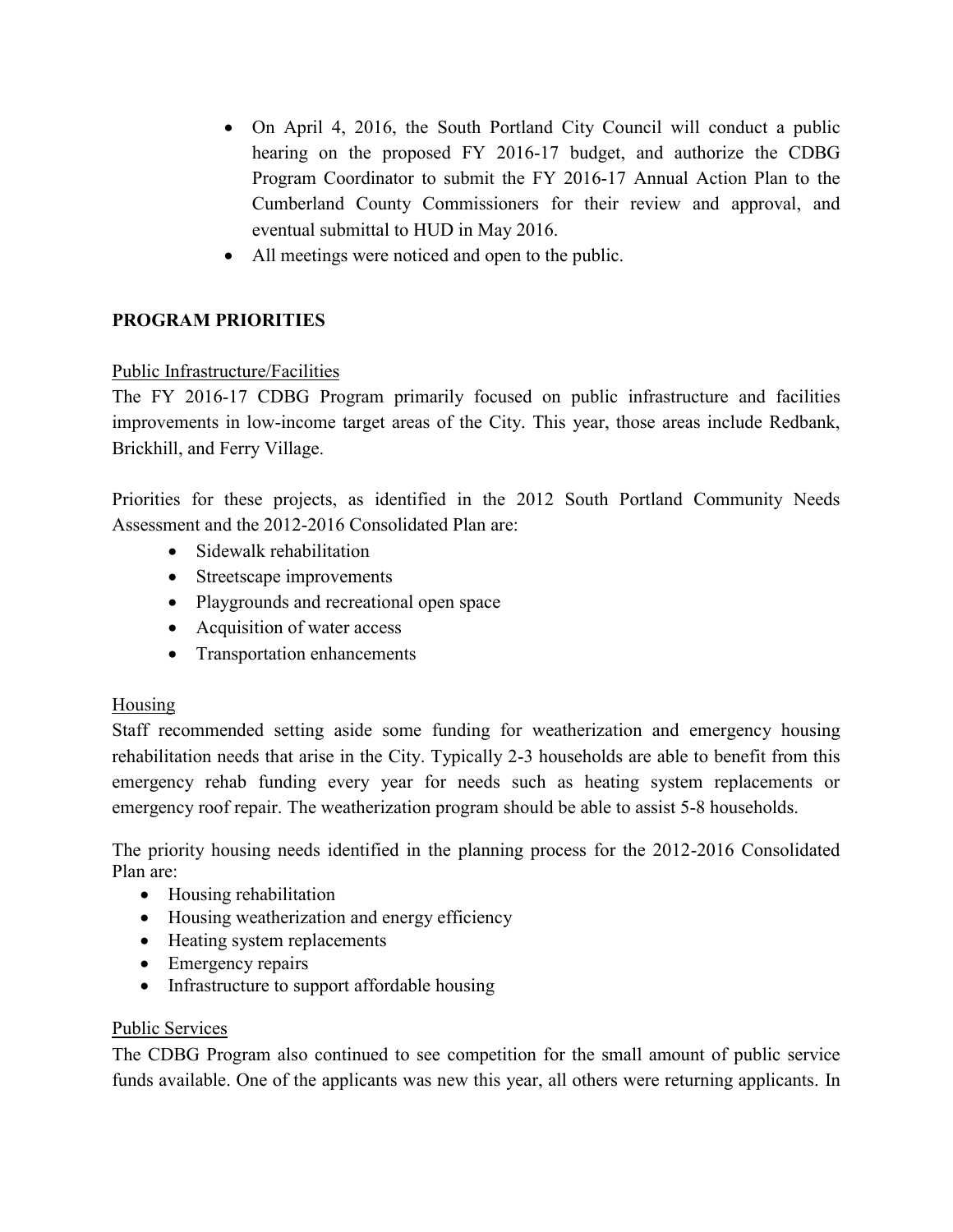- On April 4, 2016, the South Portland City Council will conduct a public hearing on the proposed FY 2016-17 budget, and authorize the CDBG Program Coordinator to submit the FY 2016-17 Annual Action Plan to the Cumberland County Commissioners for their review and approval, and eventual submittal to HUD in May 2016.
- All meetings were noticed and open to the public.

**PROGRAM PRIORITIES**

Public Infrastructure/Facilities

The FY 2016-17 CDBG Program primarily focused on public infrastructure and facilities improvements in low-income target areas of the City. This year, those areas include Redbank, Brickhill, and Ferry Village.

Priorities for these projects, as identified in the 2012 South Portland Community Needs Assessment and the 2012-2016 Consolidated Plan are:

- Sidewalk rehabilitation
- Streetscape improvements
- Playgrounds and recreational open space
- Acquisition of water access
- Transportation enhancements

Housing

Staff recommended setting aside some funding for weatherization and emergency housing rehabilitation needs that arise in the City. Typically 2-3 households are able to benefit from this emergency rehab funding every year for needs such as heating system replacements or emergency roof repair. The weatherization program should be able to assist 5-8 households.

The priority housing needs identified in the planning process for the 2012-2016 Consolidated Plan are:

- Housing rehabilitation
- Housing weatherization and energy efficiency
- Heating system replacements
- Emergency repairs
- Infrastructure to support affordable housing

Public Services

The CDBG Program also continued to see competition for the small amount of public service funds available. One of the applicants was new this year, all others were returning applicants. In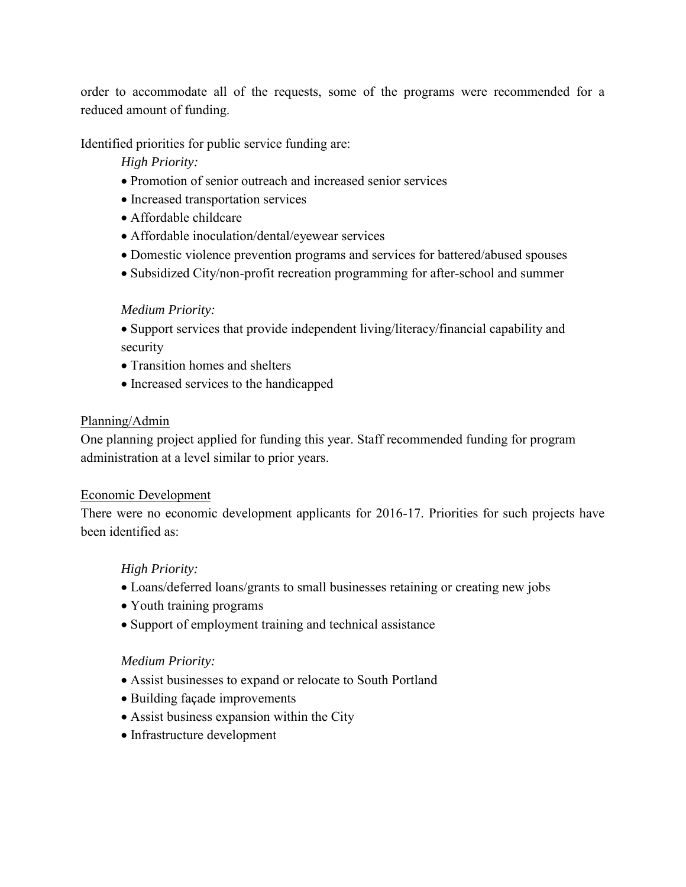order to accommodate all of the requests, some of the programs were recommended for a reduced amount of funding.

Identified priorities for public service funding are:

*High Priority:*

- Promotion of senior outreach and increased senior services
- Increased transportation services
- Affordable childcare
- Affordable inoculation/dental/eyewear services
- Domestic violence prevention programs and services for battered/abused spouses
- Subsidized City/non-profit recreation programming for after-school and summer

*Medium Priority:*

- Support services that provide independent living/literacy/financial capability and security
- Transition homes and shelters
- Increased services to the handicapped

<u>Planning/Admin</u>

One planning project applied for funding this year. Staff recommended funding for program administration at a level similar to prior years.

<u>Economic Development</u>

There were no economic development applicants for 2016-17. Priorities for such projects have been identified as:

*High Priority:*

- Loans/deferred loans/grants to small businesses retaining or creating new jobs
- Youth training programs
- Support of employment training and technical assistance

*Medium Priority:*

- Assist businesses to expand or relocate to South Portland
- Building façade improvements
- Assist business expansion within the City
- Infrastructure development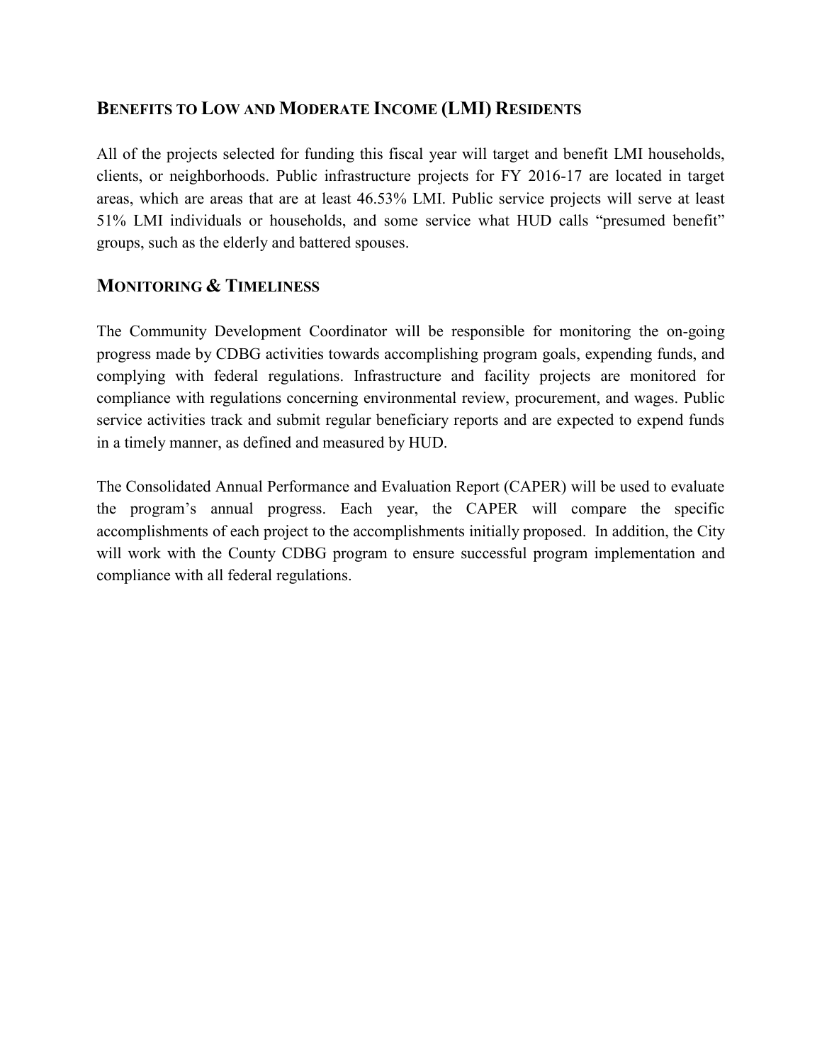## Benefits to Low and Moderate Income (LMI) Residents

All of the projects selected for funding this fiscal year will target and benefit LMI households, clients, or neighborhoods. Public infrastructure projects for FY 2016-17 are located in target areas, which are areas that are at least 46.53% LMI. Public service projects will serve at least 51% LMI individuals or households, and some service what HUD calls "presumed benefit" groups, such as the elderly and battered spouses.

## Monitoring & Timeliness

The Community Development Coordinator will be responsible for monitoring the on-going progress made by CDBG activities towards accomplishing program goals, expending funds, and complying with federal regulations. Infrastructure and facility projects are monitored for compliance with regulations concerning environmental review, procurement, and wages. Public service activities track and submit regular beneficiary reports and are expected to expend funds in a timely manner, as defined and measured by HUD.

The Consolidated Annual Performance and Evaluation Report (CAPER) will be used to evaluate the program's annual progress. Each year, the CAPER will compare the specific accomplishments of each project to the accomplishments initially proposed. In addition, the City will work with the County CDBG program to ensure successful program implementation and compliance with all federal regulations.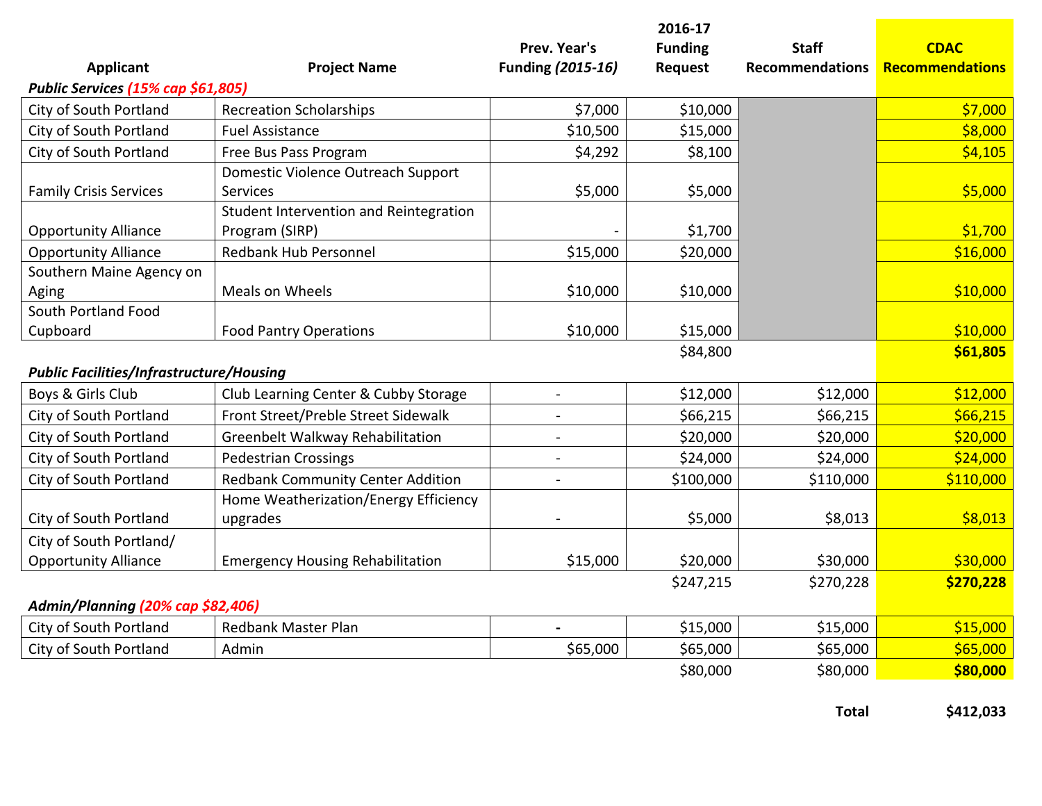| Applicant | Project Name | Prev. Year's Funding *(2015-16)* | 2016-17 Funding Request | Staff Recommendations | CDAC Recommendations |
|---|---|---|---|---|---|
| ***Public Services (15% cap $61,805)*** | | | | | |
| City of South Portland | Recreation Scholarships | $7,000 | $10,000 | | $7,000 |
| City of South Portland | Fuel Assistance | $10,500 | $15,000 | | $8,000 |
| City of South Portland | Free Bus Pass Program | $4,292 | $8,100 | | $4,105 |
| Family Crisis Services | Domestic Violence Outreach Support Services | $5,000 | $5,000 | | $5,000 |
| Opportunity Alliance | Student Intervention and Reintegration Program (SIRP) | - | $1,700 | | $1,700 |
| Opportunity Alliance | Redbank Hub Personnel | $15,000 | $20,000 | | $16,000 |
| Southern Maine Agency on Aging | Meals on Wheels | $10,000 | $10,000 | | $10,000 |
| South Portland Food Cupboard | Food Pantry Operations | $10,000 | $15,000 | | $10,000 |
| | | | $84,800 | | **$61,805** |
| ***Public Facilities/Infrastructure/Housing*** | | | | | |
| Boys & Girls Club | Club Learning Center & Cubby Storage | - | $12,000 | $12,000 | $12,000 |
| City of South Portland | Front Street/Preble Street Sidewalk | - | $66,215 | $66,215 | $66,215 |
| City of South Portland | Greenbelt Walkway Rehabilitation | - | $20,000 | $20,000 | $20,000 |
| City of South Portland | Pedestrian Crossings | - | $24,000 | $24,000 | $24,000 |
| City of South Portland | Redbank Community Center Addition | - | $100,000 | $110,000 | $110,000 |
| City of South Portland | Home Weatherization/Energy Efficiency upgrades | - | $5,000 | $8,013 | $8,013 |
| City of South Portland/ Opportunity Alliance | Emergency Housing Rehabilitation | $15,000 | $20,000 | $30,000 | $30,000 |
| | | | $247,215 | $270,228 | **$270,228** |
| ***Admin/Planning (20% cap $82,406)*** | | | | | |
| City of South Portland | Redbank Master Plan | - | $15,000 | $15,000 | $15,000 |
| City of South Portland | Admin | $65,000 | $65,000 | $65,000 | $65,000 |
| | | | $80,000 | $80,000 | **$80,000** |
| | | | | **Total** | **$412,033** |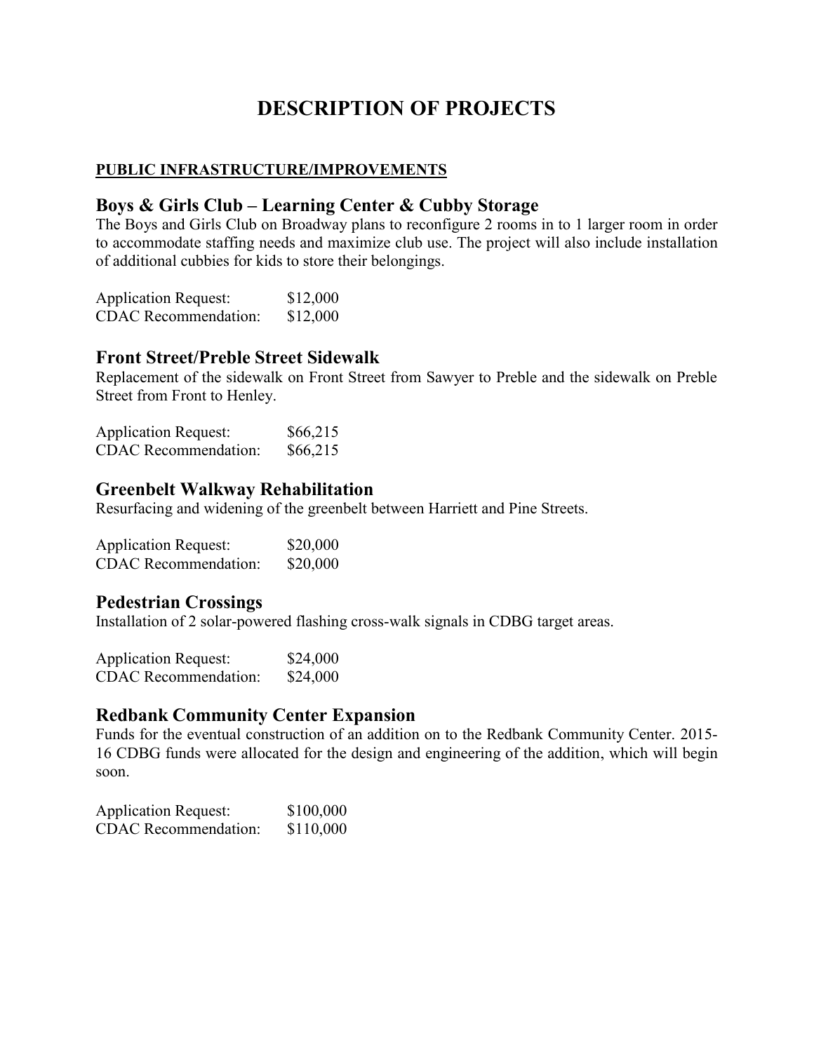# DESCRIPTION OF PROJECTS

**PUBLIC INFRASTRUCTURE/IMPROVEMENTS**

## Boys & Girls Club – Learning Center & Cubby Storage

The Boys and Girls Club on Broadway plans to reconfigure 2 rooms in to 1 larger room in order to accommodate staffing needs and maximize club use. The project will also include installation of additional cubbies for kids to store their belongings.

Application Request: $12,000
CDAC Recommendation: $12,000

## Front Street/Preble Street Sidewalk

Replacement of the sidewalk on Front Street from Sawyer to Preble and the sidewalk on Preble Street from Front to Henley.

Application Request: $66,215
CDAC Recommendation: $66,215

## Greenbelt Walkway Rehabilitation

Resurfacing and widening of the greenbelt between Harriett and Pine Streets.

Application Request: $20,000
CDAC Recommendation: $20,000

## Pedestrian Crossings

Installation of 2 solar-powered flashing cross-walk signals in CDBG target areas.

Application Request: $24,000
CDAC Recommendation: $24,000

## Redbank Community Center Expansion

Funds for the eventual construction of an addition on to the Redbank Community Center. 2015-16 CDBG funds were allocated for the design and engineering of the addition, which will begin soon.

Application Request: $100,000
CDAC Recommendation: $110,000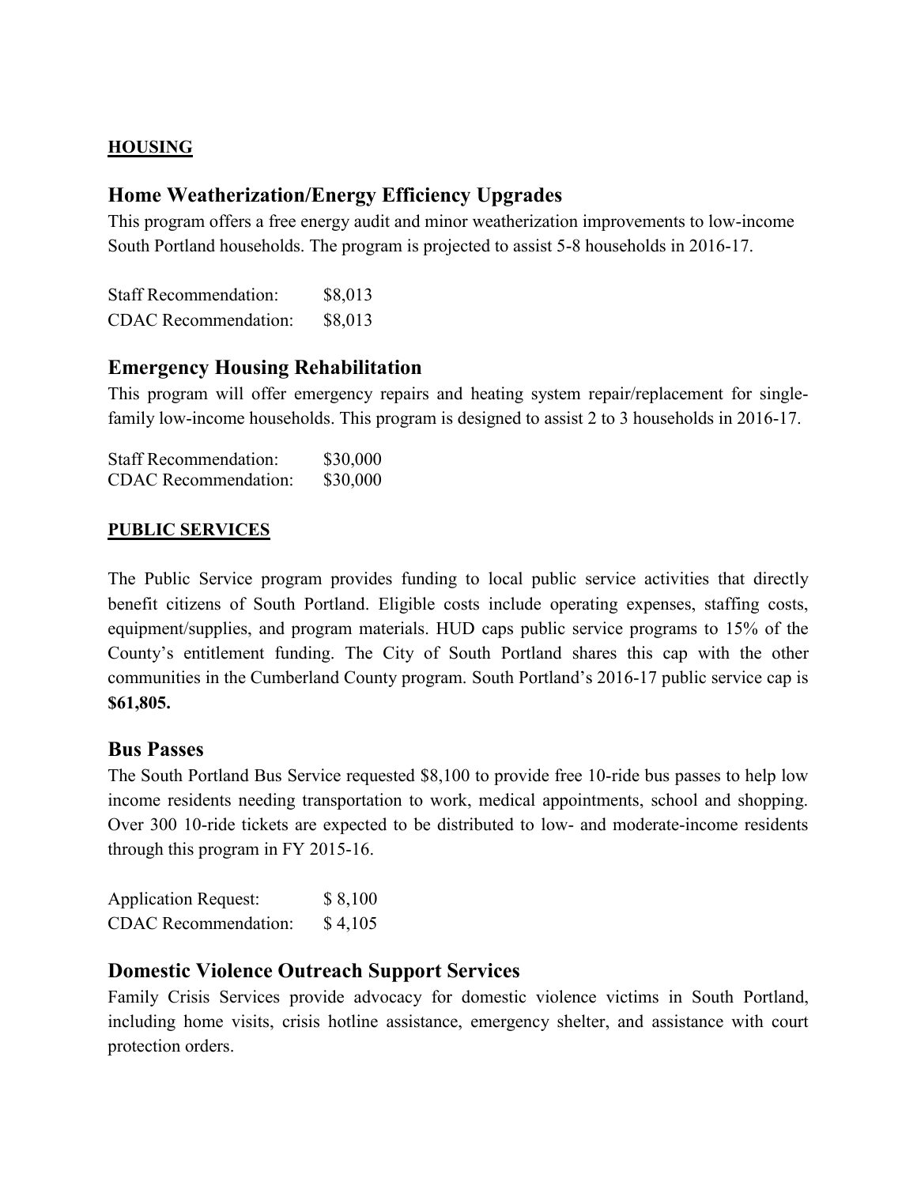**HOUSING**

## Home Weatherization/Energy Efficiency Upgrades

This program offers a free energy audit and minor weatherization improvements to low-income South Portland households. The program is projected to assist 5-8 households in 2016-17.

Staff Recommendation: $8,013
CDAC Recommendation: $8,013

## Emergency Housing Rehabilitation

This program will offer emergency repairs and heating system repair/replacement for single-family low-income households. This program is designed to assist 2 to 3 households in 2016-17.

Staff Recommendation: $30,000
CDAC Recommendation: $30,000

**PUBLIC SERVICES**

The Public Service program provides funding to local public service activities that directly benefit citizens of South Portland. Eligible costs include operating expenses, staffing costs, equipment/supplies, and program materials. HUD caps public service programs to 15% of the County's entitlement funding. The City of South Portland shares this cap with the other communities in the Cumberland County program. South Portland's 2016-17 public service cap is **$61,805.**

## Bus Passes

The South Portland Bus Service requested $8,100 to provide free 10-ride bus passes to help low income residents needing transportation to work, medical appointments, school and shopping. Over 300 10-ride tickets are expected to be distributed to low- and moderate-income residents through this program in FY 2015-16.

Application Request: $ 8,100
CDAC Recommendation: $ 4,105

## Domestic Violence Outreach Support Services

Family Crisis Services provide advocacy for domestic violence victims in South Portland, including home visits, crisis hotline assistance, emergency shelter, and assistance with court protection orders.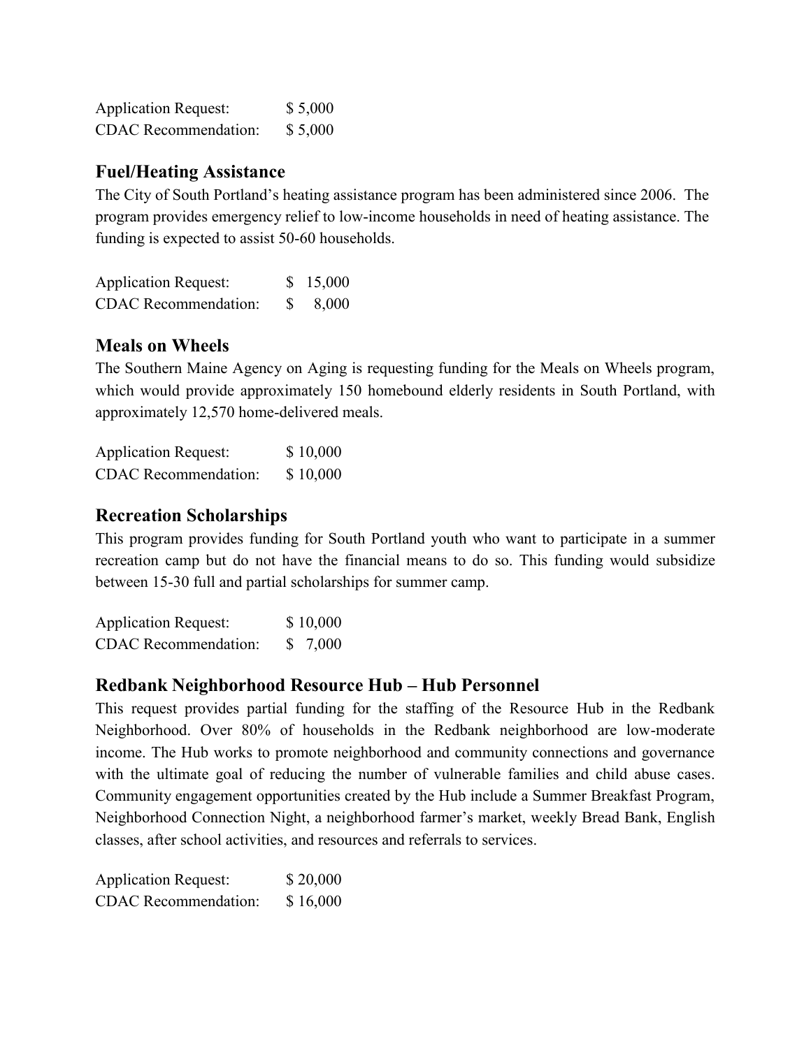Application Request: $ 5,000
CDAC Recommendation: $ 5,000

## Fuel/Heating Assistance

The City of South Portland's heating assistance program has been administered since 2006. The program provides emergency relief to low-income households in need of heating assistance. The funding is expected to assist 50-60 households.

Application Request: $ 15,000
CDAC Recommendation: $ 8,000

## Meals on Wheels

The Southern Maine Agency on Aging is requesting funding for the Meals on Wheels program, which would provide approximately 150 homebound elderly residents in South Portland, with approximately 12,570 home-delivered meals.

Application Request: $ 10,000
CDAC Recommendation: $ 10,000

## Recreation Scholarships

This program provides funding for South Portland youth who want to participate in a summer recreation camp but do not have the financial means to do so. This funding would subsidize between 15-30 full and partial scholarships for summer camp.

Application Request: $ 10,000
CDAC Recommendation: $ 7,000

## Redbank Neighborhood Resource Hub – Hub Personnel

This request provides partial funding for the staffing of the Resource Hub in the Redbank Neighborhood. Over 80% of households in the Redbank neighborhood are low-moderate income. The Hub works to promote neighborhood and community connections and governance with the ultimate goal of reducing the number of vulnerable families and child abuse cases. Community engagement opportunities created by the Hub include a Summer Breakfast Program, Neighborhood Connection Night, a neighborhood farmer's market, weekly Bread Bank, English classes, after school activities, and resources and referrals to services.

Application Request: $ 20,000
CDAC Recommendation: $ 16,000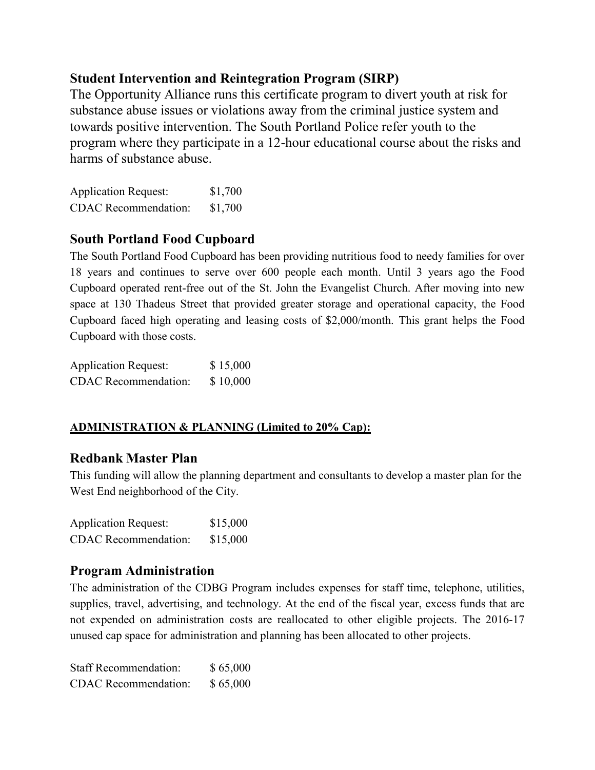## Student Intervention and Reintegration Program (SIRP)

The Opportunity Alliance runs this certificate program to divert youth at risk for substance abuse issues or violations away from the criminal justice system and towards positive intervention. The South Portland Police refer youth to the program where they participate in a 12-hour educational course about the risks and harms of substance abuse.

| | |
|---|---|
| Application Request: | $1,700 |
| CDAC Recommendation: | $1,700 |

## South Portland Food Cupboard

The South Portland Food Cupboard has been providing nutritious food to needy families for over 18 years and continues to serve over 600 people each month. Until 3 years ago the Food Cupboard operated rent-free out of the St. John the Evangelist Church. After moving into new space at 130 Thadeus Street that provided greater storage and operational capacity, the Food Cupboard faced high operating and leasing costs of $2,000/month. This grant helps the Food Cupboard with those costs.

| | |
|---|---|
| Application Request: | $ 15,000 |
| CDAC Recommendation: | $ 10,000 |

**ADMINISTRATION & PLANNING (Limited to 20% Cap):**

## Redbank Master Plan

This funding will allow the planning department and consultants to develop a master plan for the West End neighborhood of the City.

| | |
|---|---|
| Application Request: | $15,000 |
| CDAC Recommendation: | $15,000 |

## Program Administration

The administration of the CDBG Program includes expenses for staff time, telephone, utilities, supplies, travel, advertising, and technology. At the end of the fiscal year, excess funds that are not expended on administration costs are reallocated to other eligible projects. The 2016-17 unused cap space for administration and planning has been allocated to other projects.

| | |
|---|---|
| Staff Recommendation: | $ 65,000 |
| CDAC Recommendation: | $ 65,000 |